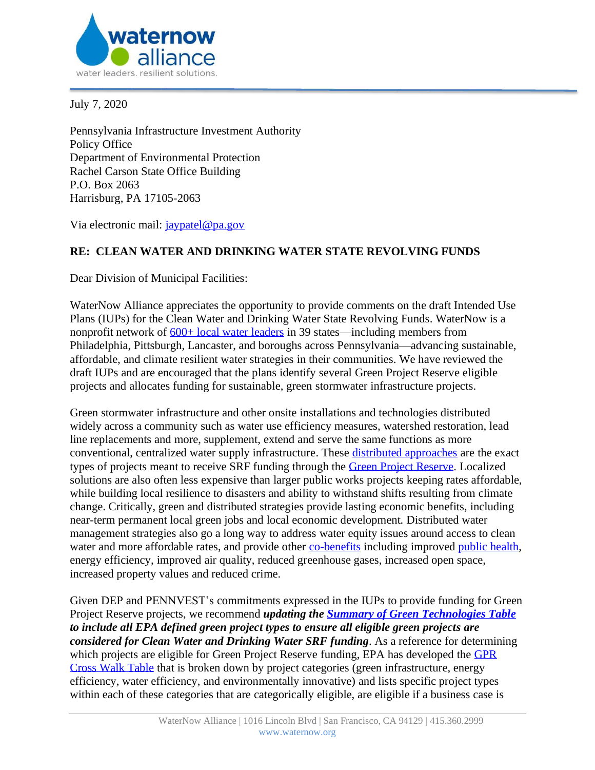July 7, 2020

Pennsylvania Infrastructure Investment Authority
Policy Office
Department of Environmental Protection
Rachel Carson State Office Building
P.O. Box 2063
Harrisburg, PA 17105-2063

Via electronic mail: jaypatel@pa.gov

**RE: CLEAN WATER AND DRINKING WATER STATE REVOLVING FUNDS**

Dear Division of Municipal Facilities:

WaterNow Alliance appreciates the opportunity to provide comments on the draft Intended Use Plans (IUPs) for the Clean Water and Drinking Water State Revolving Funds. WaterNow is a nonprofit network of 600+ local water leaders in 39 states—including members from Philadelphia, Pittsburgh, Lancaster, and boroughs across Pennsylvania—advancing sustainable, affordable, and climate resilient water strategies in their communities. We have reviewed the draft IUPs and are encouraged that the plans identify several Green Project Reserve eligible projects and allocates funding for sustainable, green stormwater infrastructure projects.

Green stormwater infrastructure and other onsite installations and technologies distributed widely across a community such as water use efficiency measures, watershed restoration, lead line replacements and more, supplement, extend and serve the same functions as more conventional, centralized water supply infrastructure. These distributed approaches are the exact types of projects meant to receive SRF funding through the Green Project Reserve. Localized solutions are also often less expensive than larger public works projects keeping rates affordable, while building local resilience to disasters and ability to withstand shifts resulting from climate change. Critically, green and distributed strategies provide lasting economic benefits, including near-term permanent local green jobs and local economic development. Distributed water management strategies also go a long way to address water equity issues around access to clean water and more affordable rates, and provide other co-benefits including improved public health, energy efficiency, improved air quality, reduced greenhouse gases, increased open space, increased property values and reduced crime.

Given DEP and PENNVEST's commitments expressed in the IUPs to provide funding for Green Project Reserve projects, we recommend ***updating the Summary of Green Technologies Table to include all EPA defined green project types to ensure all eligible green projects are considered for Clean Water and Drinking Water SRF funding***. As a reference for determining which projects are eligible for Green Project Reserve funding, EPA has developed the GPR Cross Walk Table that is broken down by project categories (green infrastructure, energy efficiency, water efficiency, and environmentally innovative) and lists specific project types within each of these categories that are categorically eligible, are eligible if a business case is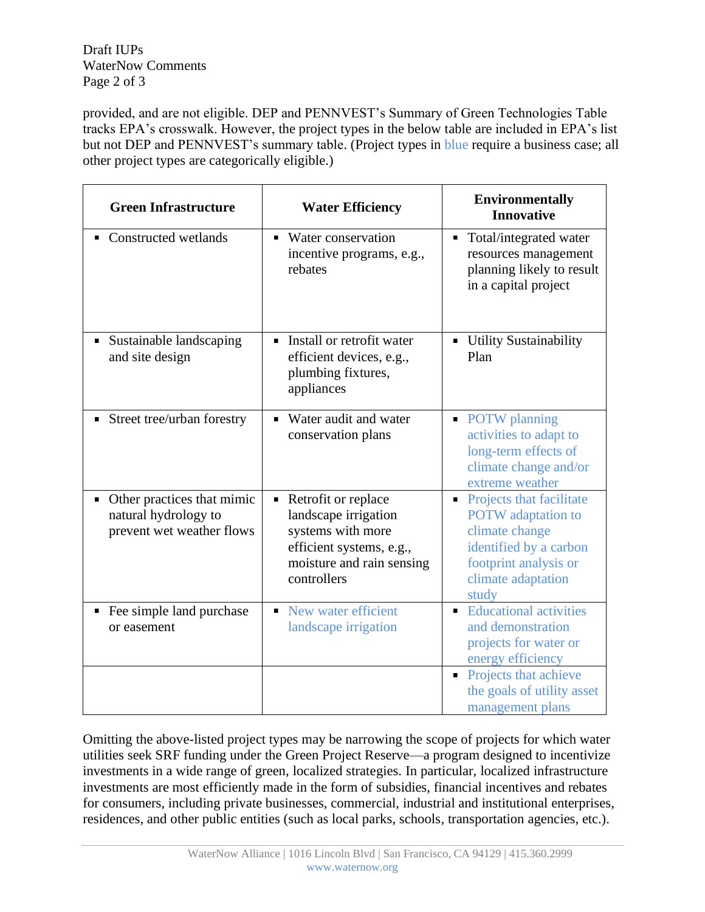provided, and are not eligible. DEP and PENNVEST's Summary of Green Technologies Table tracks EPA's crosswalk. However, the project types in the below table are included in EPA's list but not DEP and PENNVEST's summary table. (Project types in blue require a business case; all other project types are categorically eligible.)

| Green Infrastructure | Water Efficiency | Environmentally Innovative |
|---|---|---|
| ▪ Constructed wetlands | ▪ Water conservation incentive programs, e.g., rebates | ▪ Total/integrated water resources management planning likely to result in a capital project |
| ▪ Sustainable landscaping and site design | ▪ Install or retrofit water efficient devices, e.g., plumbing fixtures, appliances | ▪ Utility Sustainability Plan |
| ▪ Street tree/urban forestry | ▪ Water audit and water conservation plans | ▪ POTW planning activities to adapt to long-term effects of climate change and/or extreme weather |
| ▪ Other practices that mimic natural hydrology to prevent wet weather flows | ▪ Retrofit or replace landscape irrigation systems with more efficient systems, e.g., moisture and rain sensing controllers | ▪ Projects that facilitate POTW adaptation to climate change identified by a carbon footprint analysis or climate adaptation study |
| ▪ Fee simple land purchase or easement | ▪ New water efficient landscape irrigation | ▪ Educational activities and demonstration projects for water or energy efficiency |
| | | ▪ Projects that achieve the goals of utility asset management plans |

Omitting the above-listed project types may be narrowing the scope of projects for which water utilities seek SRF funding under the Green Project Reserve—a program designed to incentivize investments in a wide range of green, localized strategies. In particular, localized infrastructure investments are most efficiently made in the form of subsidies, financial incentives and rebates for consumers, including private businesses, commercial, industrial and institutional enterprises, residences, and other public entities (such as local parks, schools, transportation agencies, etc.).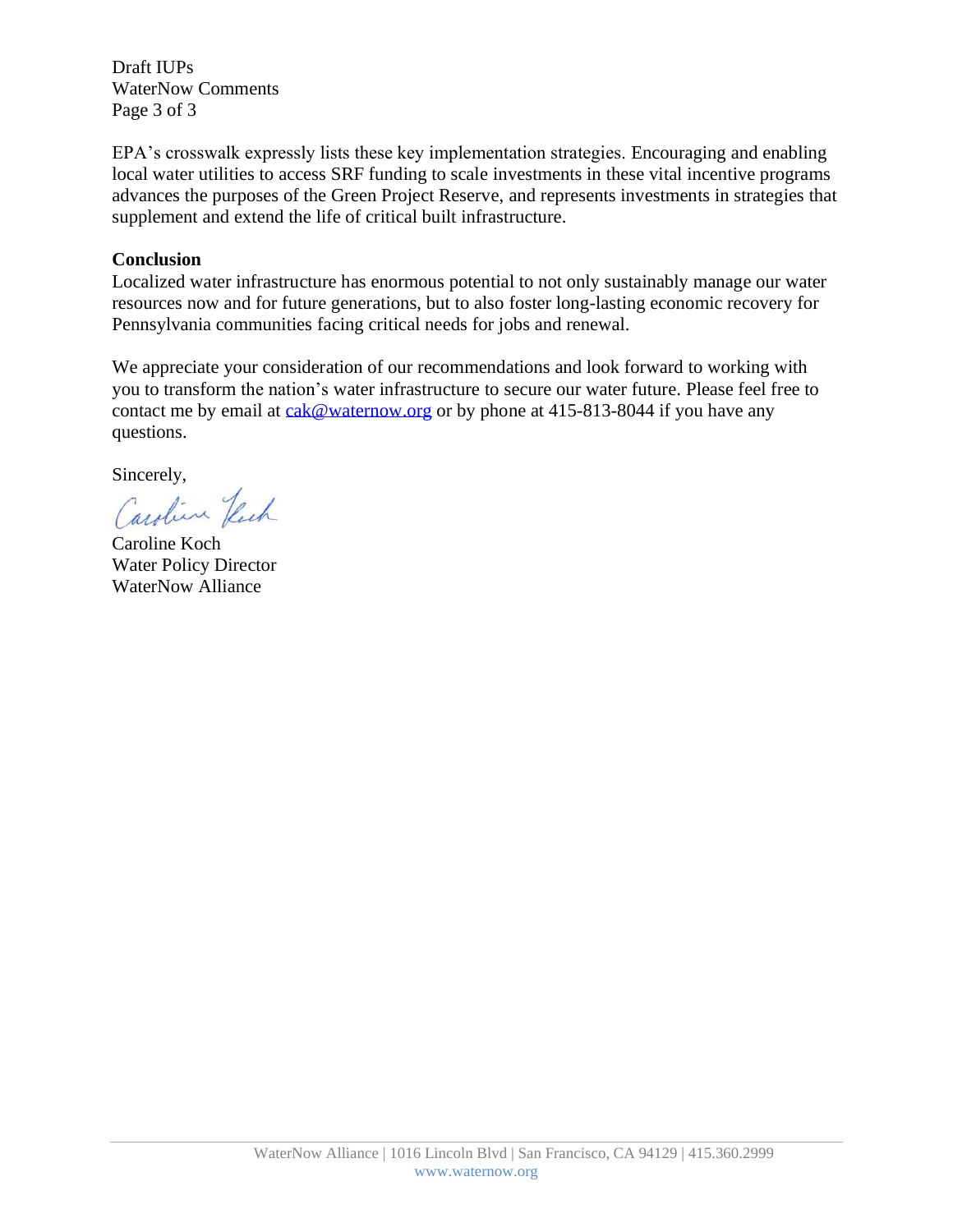EPA's crosswalk expressly lists these key implementation strategies. Encouraging and enabling local water utilities to access SRF funding to scale investments in these vital incentive programs advances the purposes of the Green Project Reserve, and represents investments in strategies that supplement and extend the life of critical built infrastructure.

**Conclusion**

Localized water infrastructure has enormous potential to not only sustainably manage our water resources now and for future generations, but to also foster long-lasting economic recovery for Pennsylvania communities facing critical needs for jobs and renewal.

We appreciate your consideration of our recommendations and look forward to working with you to transform the nation's water infrastructure to secure our water future. Please feel free to contact me by email at cak@waternow.org or by phone at 415-813-8044 if you have any questions.

Sincerely,

Caroline Koch
Water Policy Director
WaterNow Alliance